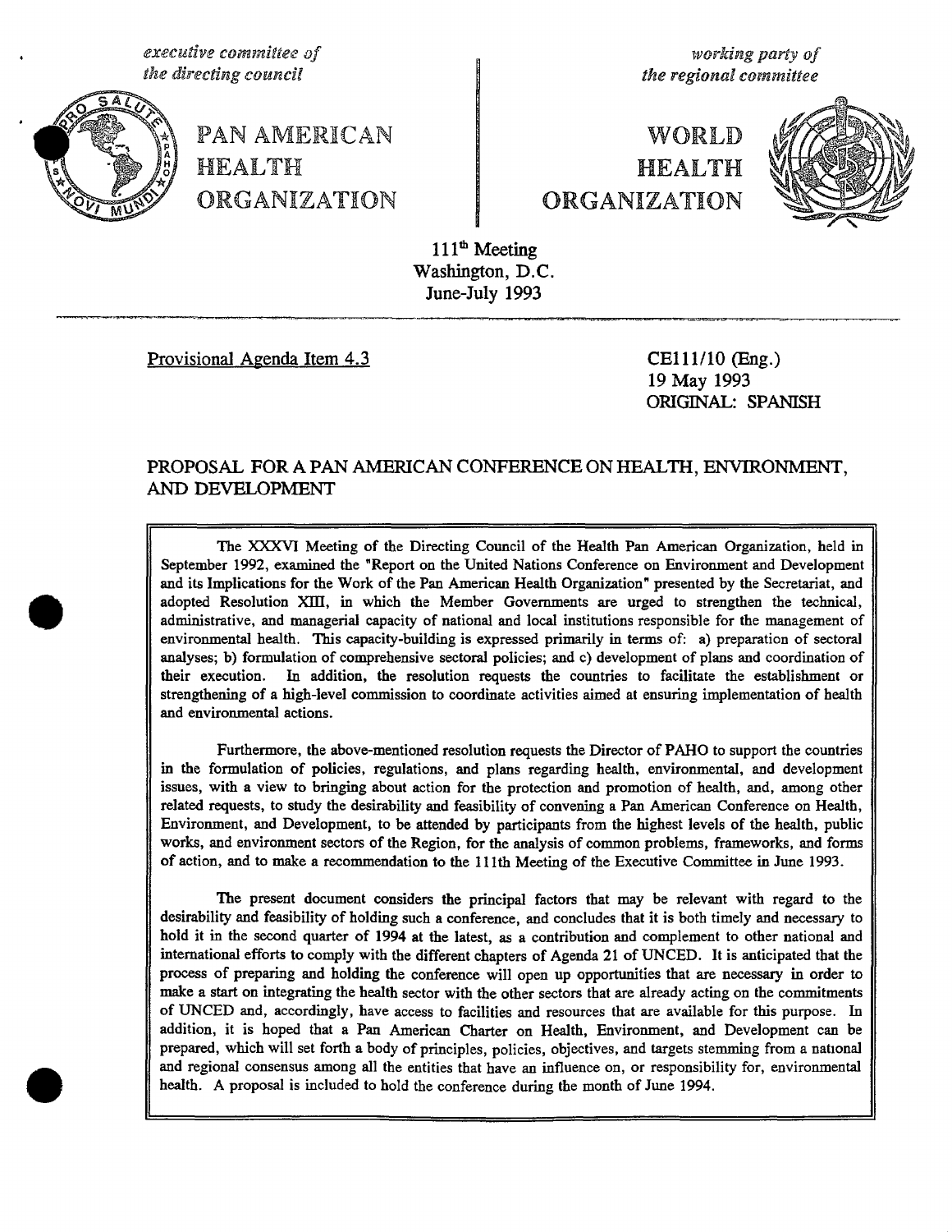*executive committee of the directing council*

*working party of the regional committee*

# PAN AMERICAN HEALTH ORGANIZATION

# WORLD HEALTH ORGANIZATION

111th Meeting
Washington, D.C.
June-July 1993

Provisional Agenda Item 4.3

CE111/10 (Eng.)
19 May 1993
ORIGINAL: SPANISH

## PROPOSAL FOR A PAN AMERICAN CONFERENCE ON HEALTH, ENVIRONMENT, AND DEVELOPMENT

The XXXVI Meeting of the Directing Council of the Health Pan American Organization, held in September 1992, examined the "Report on the United Nations Conference on Environment and Development and its Implications for the Work of the Pan American Health Organization" presented by the Secretariat, and adopted Resolution XIII, in which the Member Governments are urged to strengthen the technical, administrative, and managerial capacity of national and local institutions responsible for the management of environmental health. This capacity-building is expressed primarily in terms of: a) preparation of sectoral analyses; b) formulation of comprehensive sectoral policies; and c) development of plans and coordination of their execution. In addition, the resolution requests the countries to facilitate the establishment or strengthening of a high-level commission to coordinate activities aimed at ensuring implementation of health and environmental actions.

Furthermore, the above-mentioned resolution requests the Director of PAHO to support the countries in the formulation of policies, regulations, and plans regarding health, environmental, and development issues, with a view to bringing about action for the protection and promotion of health, and, among other related requests, to study the desirability and feasibility of convening a Pan American Conference on Health, Environment, and Development, to be attended by participants from the highest levels of the health, public works, and environment sectors of the Region, for the analysis of common problems, frameworks, and forms of action, and to make a recommendation to the 111th Meeting of the Executive Committee in June 1993.

The present document considers the principal factors that may be relevant with regard to the desirability and feasibility of holding such a conference, and concludes that it is both timely and necessary to hold it in the second quarter of 1994 at the latest, as a contribution and complement to other national and international efforts to comply with the different chapters of Agenda 21 of UNCED. It is anticipated that the process of preparing and holding the conference will open up opportunities that are necessary in order to make a start on integrating the health sector with the other sectors that are already acting on the commitments of UNCED and, accordingly, have access to facilities and resources that are available for this purpose. In addition, it is hoped that a Pan American Charter on Health, Environment, and Development can be prepared, which will set forth a body of principles, policies, objectives, and targets stemming from a national and regional consensus among all the entities that have an influence on, or responsibility for, environmental health. A proposal is included to hold the conference during the month of June 1994.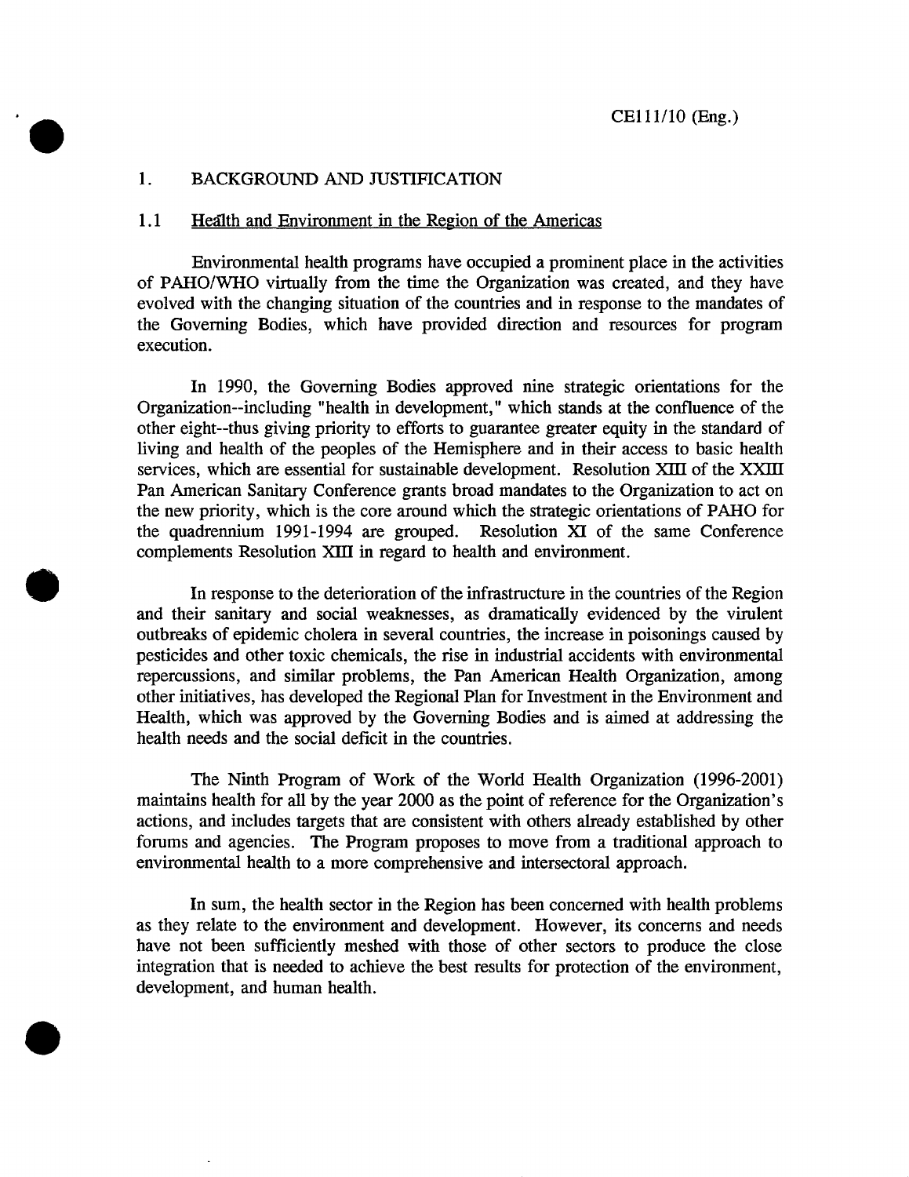## 1. BACKGROUND AND JUSTIFICATION

### 1.1 Health and Environment in the Region of the Americas

Environmental health programs have occupied a prominent place in the activities of PAHO/WHO virtually from the time the Organization was created, and they have evolved with the changing situation of the countries and in response to the mandates of the Governing Bodies, which have provided direction and resources for program execution.

In 1990, the Governing Bodies approved nine strategic orientations for the Organization--including "health in development," which stands at the confluence of the other eight--thus giving priority to efforts to guarantee greater equity in the standard of living and health of the peoples of the Hemisphere and in their access to basic health services, which are essential for sustainable development. Resolution XIII of the XXIII Pan American Sanitary Conference grants broad mandates to the Organization to act on the new priority, which is the core around which the strategic orientations of PAHO for the quadrennium 1991-1994 are grouped. Resolution XI of the same Conference complements Resolution XIII in regard to health and environment.

In response to the deterioration of the infrastructure in the countries of the Region and their sanitary and social weaknesses, as dramatically evidenced by the virulent outbreaks of epidemic cholera in several countries, the increase in poisonings caused by pesticides and other toxic chemicals, the rise in industrial accidents with environmental repercussions, and similar problems, the Pan American Health Organization, among other initiatives, has developed the Regional Plan for Investment in the Environment and Health, which was approved by the Governing Bodies and is aimed at addressing the health needs and the social deficit in the countries.

The Ninth Program of Work of the World Health Organization (1996-2001) maintains health for all by the year 2000 as the point of reference for the Organization's actions, and includes targets that are consistent with others already established by other forums and agencies. The Program proposes to move from a traditional approach to environmental health to a more comprehensive and intersectoral approach.

In sum, the health sector in the Region has been concerned with health problems as they relate to the environment and development. However, its concerns and needs have not been sufficiently meshed with those of other sectors to produce the close integration that is needed to achieve the best results for protection of the environment, development, and human health.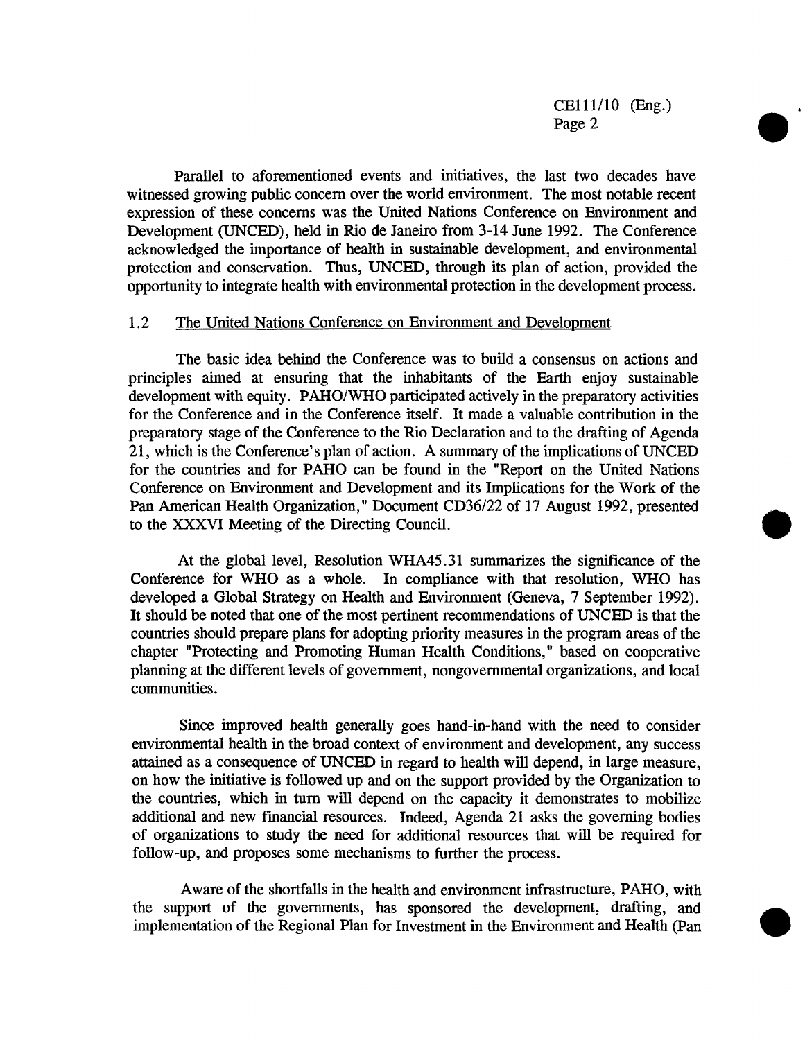Parallel to aforementioned events and initiatives, the last two decades have witnessed growing public concern over the world environment. The most notable recent expression of these concerns was the United Nations Conference on Environment and Development (UNCED), held in Rio de Janeiro from 3-14 June 1992. The Conference acknowledged the importance of health in sustainable development, and environmental protection and conservation. Thus, UNCED, through its plan of action, provided the opportunity to integrate health with environmental protection in the development process.

## 1.2 The United Nations Conference on Environment and Development

The basic idea behind the Conference was to build a consensus on actions and principles aimed at ensuring that the inhabitants of the Earth enjoy sustainable development with equity. PAHO/WHO participated actively in the preparatory activities for the Conference and in the Conference itself. It made a valuable contribution in the preparatory stage of the Conference to the Rio Declaration and to the drafting of Agenda 21, which is the Conference's plan of action. A summary of the implications of UNCED for the countries and for PAHO can be found in the "Report on the United Nations Conference on Environment and Development and its Implications for the Work of the Pan American Health Organization," Document CD36/22 of 17 August 1992, presented to the XXXVI Meeting of the Directing Council.

At the global level, Resolution WHA45.31 summarizes the significance of the Conference for WHO as a whole. In compliance with that resolution, WHO has developed a Global Strategy on Health and Environment (Geneva, 7 September 1992). It should be noted that one of the most pertinent recommendations of UNCED is that the countries should prepare plans for adopting priority measures in the program areas of the chapter "Protecting and Promoting Human Health Conditions," based on cooperative planning at the different levels of government, nongovernmental organizations, and local communities.

Since improved health generally goes hand-in-hand with the need to consider environmental health in the broad context of environment and development, any success attained as a consequence of UNCED in regard to health will depend, in large measure, on how the initiative is followed up and on the support provided by the Organization to the countries, which in turn will depend on the capacity it demonstrates to mobilize additional and new financial resources. Indeed, Agenda 21 asks the governing bodies of organizations to study the need for additional resources that will be required for follow-up, and proposes some mechanisms to further the process.

Aware of the shortfalls in the health and environment infrastructure, PAHO, with the support of the governments, has sponsored the development, drafting, and implementation of the Regional Plan for Investment in the Environment and Health (Pan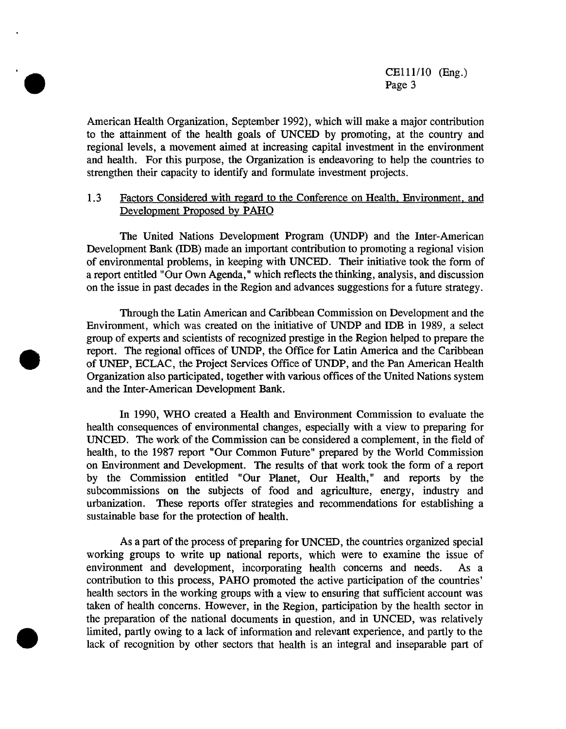American Health Organization, September 1992), which will make a major contribution to the attainment of the health goals of UNCED by promoting, at the country and regional levels, a movement aimed at increasing capital investment in the environment and health. For this purpose, the Organization is endeavoring to help the countries to strengthen their capacity to identify and formulate investment projects.

### 1.3 Factors Considered with regard to the Conference on Health, Environment, and Development Proposed by PAHO

The United Nations Development Program (UNDP) and the Inter-American Development Bank (IDB) made an important contribution to promoting a regional vision of environmental problems, in keeping with UNCED. Their initiative took the form of a report entitled "Our Own Agenda," which reflects the thinking, analysis, and discussion on the issue in past decades in the Region and advances suggestions for a future strategy.

Through the Latin American and Caribbean Commission on Development and the Environment, which was created on the initiative of UNDP and IDB in 1989, a select group of experts and scientists of recognized prestige in the Region helped to prepare the report. The regional offices of UNDP, the Office for Latin America and the Caribbean of UNEP, ECLAC, the Project Services Office of UNDP, and the Pan American Health Organization also participated, together with various offices of the United Nations system and the Inter-American Development Bank.

In 1990, WHO created a Health and Environment Commission to evaluate the health consequences of environmental changes, especially with a view to preparing for UNCED. The work of the Commission can be considered a complement, in the field of health, to the 1987 report "Our Common Future" prepared by the World Commission on Environment and Development. The results of that work took the form of a report by the Commission entitled "Our Planet, Our Health," and reports by the subcommissions on the subjects of food and agriculture, energy, industry and urbanization. These reports offer strategies and recommendations for establishing a sustainable base for the protection of health.

As a part of the process of preparing for UNCED, the countries organized special working groups to write up national reports, which were to examine the issue of environment and development, incorporating health concerns and needs. As a contribution to this process, PAHO promoted the active participation of the countries' health sectors in the working groups with a view to ensuring that sufficient account was taken of health concerns. However, in the Region, participation by the health sector in the preparation of the national documents in question, and in UNCED, was relatively limited, partly owing to a lack of information and relevant experience, and partly to the lack of recognition by other sectors that health is an integral and inseparable part of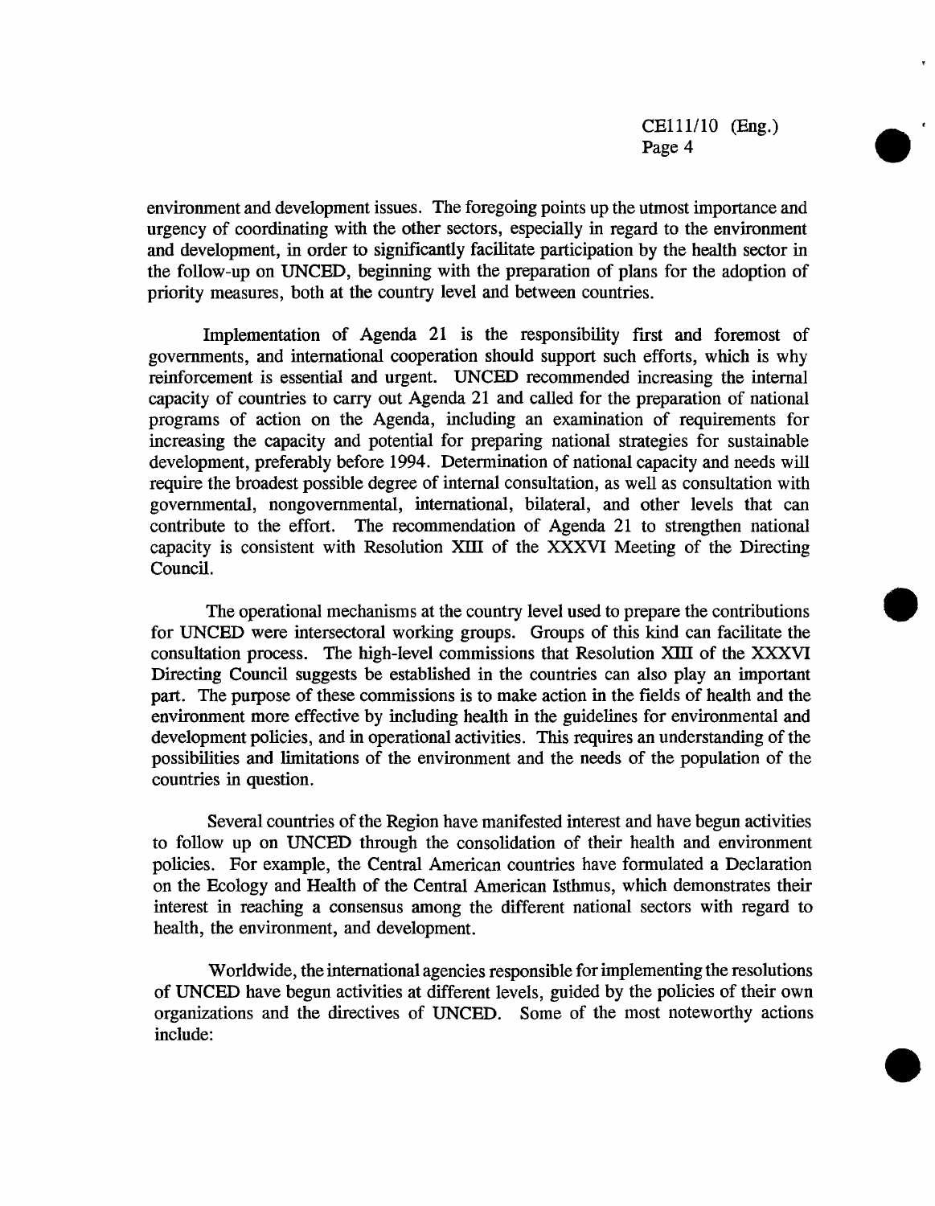environment and development issues. The foregoing points up the utmost importance and urgency of coordinating with the other sectors, especially in regard to the environment and development, in order to significantly facilitate participation by the health sector in the follow-up on UNCED, beginning with the preparation of plans for the adoption of priority measures, both at the country level and between countries.

Implementation of Agenda 21 is the responsibility first and foremost of governments, and international cooperation should support such efforts, which is why reinforcement is essential and urgent. UNCED recommended increasing the internal capacity of countries to carry out Agenda 21 and called for the preparation of national programs of action on the Agenda, including an examination of requirements for increasing the capacity and potential for preparing national strategies for sustainable development, preferably before 1994. Determination of national capacity and needs will require the broadest possible degree of internal consultation, as well as consultation with governmental, nongovernmental, international, bilateral, and other levels that can contribute to the effort. The recommendation of Agenda 21 to strengthen national capacity is consistent with Resolution XIII of the XXXVI Meeting of the Directing Council.

The operational mechanisms at the country level used to prepare the contributions for UNCED were intersectoral working groups. Groups of this kind can facilitate the consultation process. The high-level commissions that Resolution XIII of the XXXVI Directing Council suggests be established in the countries can also play an important part. The purpose of these commissions is to make action in the fields of health and the environment more effective by including health in the guidelines for environmental and development policies, and in operational activities. This requires an understanding of the possibilities and limitations of the environment and the needs of the population of the countries in question.

Several countries of the Region have manifested interest and have begun activities to follow up on UNCED through the consolidation of their health and environment policies. For example, the Central American countries have formulated a Declaration on the Ecology and Health of the Central American Isthmus, which demonstrates their interest in reaching a consensus among the different national sectors with regard to health, the environment, and development.

Worldwide, the international agencies responsible for implementing the resolutions of UNCED have begun activities at different levels, guided by the policies of their own organizations and the directives of UNCED. Some of the most noteworthy actions include: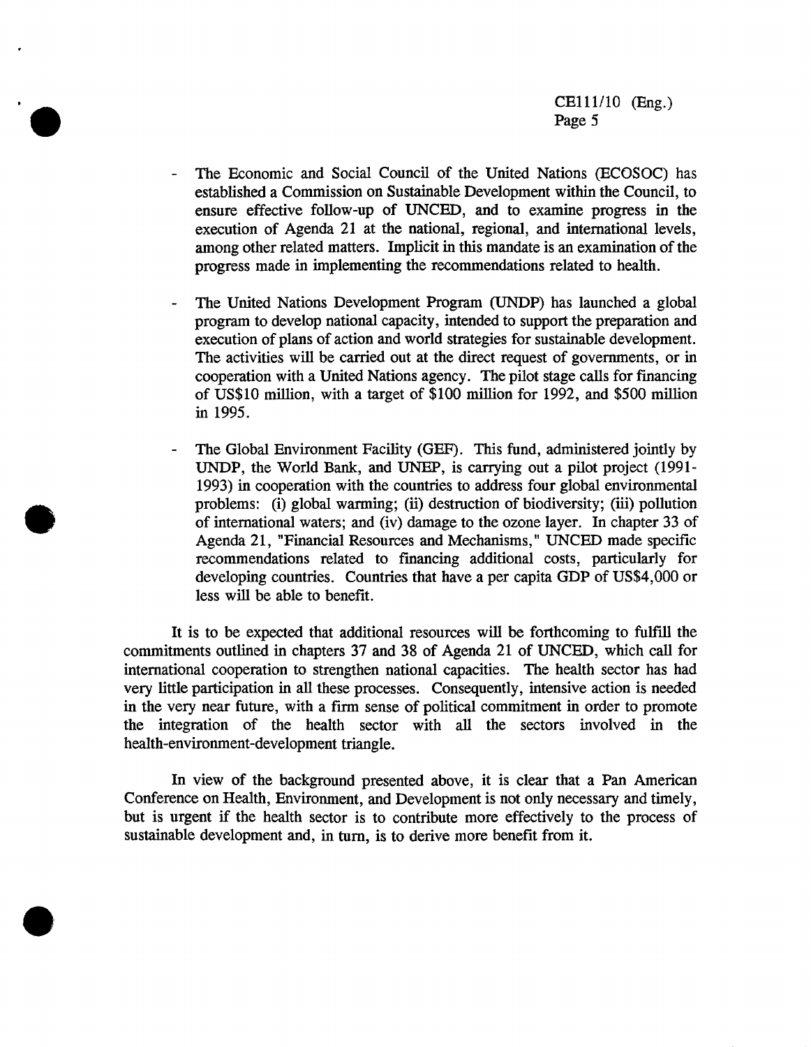- The Economic and Social Council of the United Nations (ECOSOC) has established a Commission on Sustainable Development within the Council, to ensure effective follow-up of UNCED, and to examine progress in the execution of Agenda 21 at the national, regional, and international levels, among other related matters. Implicit in this mandate is an examination of the progress made in implementing the recommendations related to health.

- The United Nations Development Program (UNDP) has launched a global program to develop national capacity, intended to support the preparation and execution of plans of action and world strategies for sustainable development. The activities will be carried out at the direct request of governments, or in cooperation with a United Nations agency. The pilot stage calls for financing of US$10 million, with a target of $100 million for 1992, and $500 million in 1995.

- The Global Environment Facility (GEF). This fund, administered jointly by UNDP, the World Bank, and UNEP, is carrying out a pilot project (1991-1993) in cooperation with the countries to address four global environmental problems: (i) global warming; (ii) destruction of biodiversity; (iii) pollution of international waters; and (iv) damage to the ozone layer. In chapter 33 of Agenda 21, "Financial Resources and Mechanisms," UNCED made specific recommendations related to financing additional costs, particularly for developing countries. Countries that have a per capita GDP of US$4,000 or less will be able to benefit.

It is to be expected that additional resources will be forthcoming to fulfill the commitments outlined in chapters 37 and 38 of Agenda 21 of UNCED, which call for international cooperation to strengthen national capacities. The health sector has had very little participation in all these processes. Consequently, intensive action is needed in the very near future, with a firm sense of political commitment in order to promote the integration of the health sector with all the sectors involved in the health-environment-development triangle.

In view of the background presented above, it is clear that a Pan American Conference on Health, Environment, and Development is not only necessary and timely, but is urgent if the health sector is to contribute more effectively to the process of sustainable development and, in turn, is to derive more benefit from it.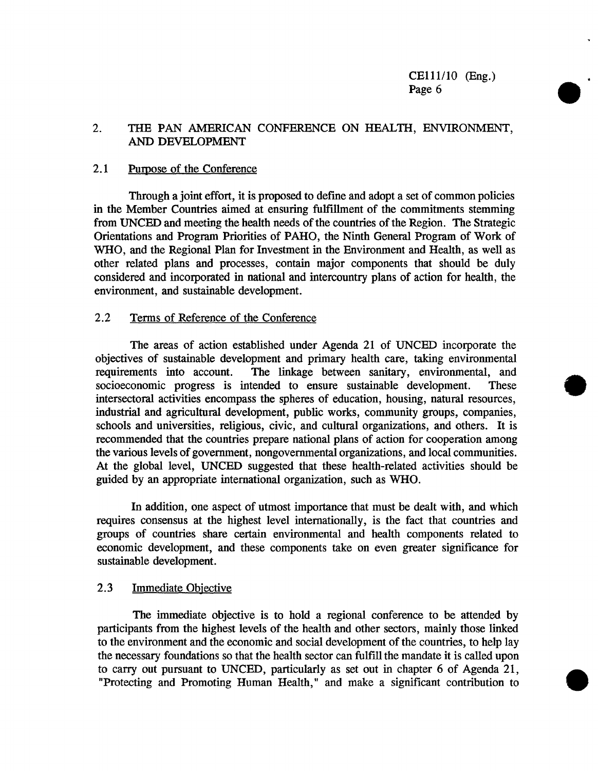## 2. THE PAN AMERICAN CONFERENCE ON HEALTH, ENVIRONMENT, AND DEVELOPMENT

### 2.1 Purpose of the Conference

Through a joint effort, it is proposed to define and adopt a set of common policies in the Member Countries aimed at ensuring fulfillment of the commitments stemming from UNCED and meeting the health needs of the countries of the Region. The Strategic Orientations and Program Priorities of PAHO, the Ninth General Program of Work of WHO, and the Regional Plan for Investment in the Environment and Health, as well as other related plans and processes, contain major components that should be duly considered and incorporated in national and intercountry plans of action for health, the environment, and sustainable development.

### 2.2 Terms of Reference of the Conference

The areas of action established under Agenda 21 of UNCED incorporate the objectives of sustainable development and primary health care, taking environmental requirements into account. The linkage between sanitary, environmental, and socioeconomic progress is intended to ensure sustainable development. These intersectoral activities encompass the spheres of education, housing, natural resources, industrial and agricultural development, public works, community groups, companies, schools and universities, religious, civic, and cultural organizations, and others. It is recommended that the countries prepare national plans of action for cooperation among the various levels of government, nongovernmental organizations, and local communities. At the global level, UNCED suggested that these health-related activities should be guided by an appropriate international organization, such as WHO.

In addition, one aspect of utmost importance that must be dealt with, and which requires consensus at the highest level internationally, is the fact that countries and groups of countries share certain environmental and health components related to economic development, and these components take on even greater significance for sustainable development.

### 2.3 Immediate Objective

The immediate objective is to hold a regional conference to be attended by participants from the highest levels of the health and other sectors, mainly those linked to the environment and the economic and social development of the countries, to help lay the necessary foundations so that the health sector can fulfill the mandate it is called upon to carry out pursuant to UNCED, particularly as set out in chapter 6 of Agenda 21, "Protecting and Promoting Human Health," and make a significant contribution to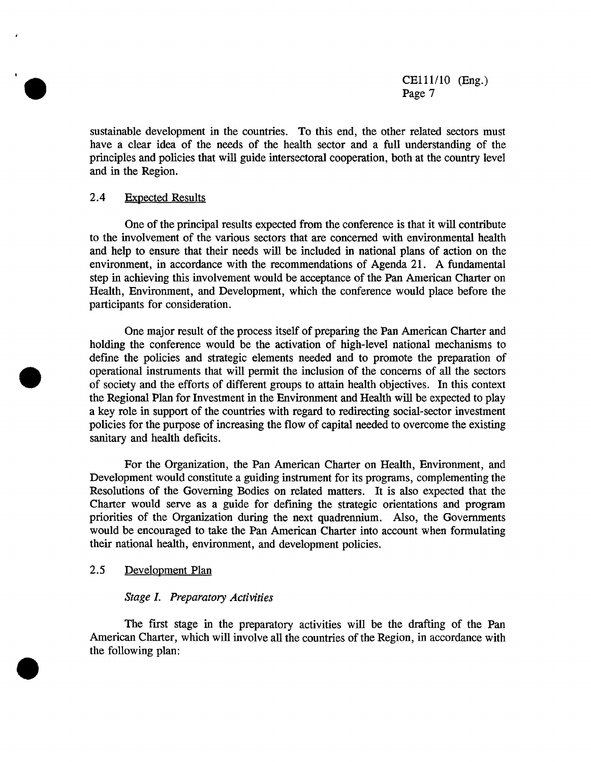sustainable development in the countries. To this end, the other related sectors must have a clear idea of the needs of the health sector and a full understanding of the principles and policies that will guide intersectoral cooperation, both at the country level and in the Region.

### 2.4 Expected Results

One of the principal results expected from the conference is that it will contribute to the involvement of the various sectors that are concerned with environmental health and help to ensure that their needs will be included in national plans of action on the environment, in accordance with the recommendations of Agenda 21. A fundamental step in achieving this involvement would be acceptance of the Pan American Charter on Health, Environment, and Development, which the conference would place before the participants for consideration.

One major result of the process itself of preparing the Pan American Charter and holding the conference would be the activation of high-level national mechanisms to define the policies and strategic elements needed and to promote the preparation of operational instruments that will permit the inclusion of the concerns of all the sectors of society and the efforts of different groups to attain health objectives. In this context the Regional Plan for Investment in the Environment and Health will be expected to play a key role in support of the countries with regard to redirecting social-sector investment policies for the purpose of increasing the flow of capital needed to overcome the existing sanitary and health deficits.

For the Organization, the Pan American Charter on Health, Environment, and Development would constitute a guiding instrument for its programs, complementing the Resolutions of the Governing Bodies on related matters. It is also expected that the Charter would serve as a guide for defining the strategic orientations and program priorities of the Organization during the next quadrennium. Also, the Governments would be encouraged to take the Pan American Charter into account when formulating their national health, environment, and development policies.

### 2.5 Development Plan

*Stage I. Preparatory Activities*

The first stage in the preparatory activities will be the drafting of the Pan American Charter, which will involve all the countries of the Region, in accordance with the following plan: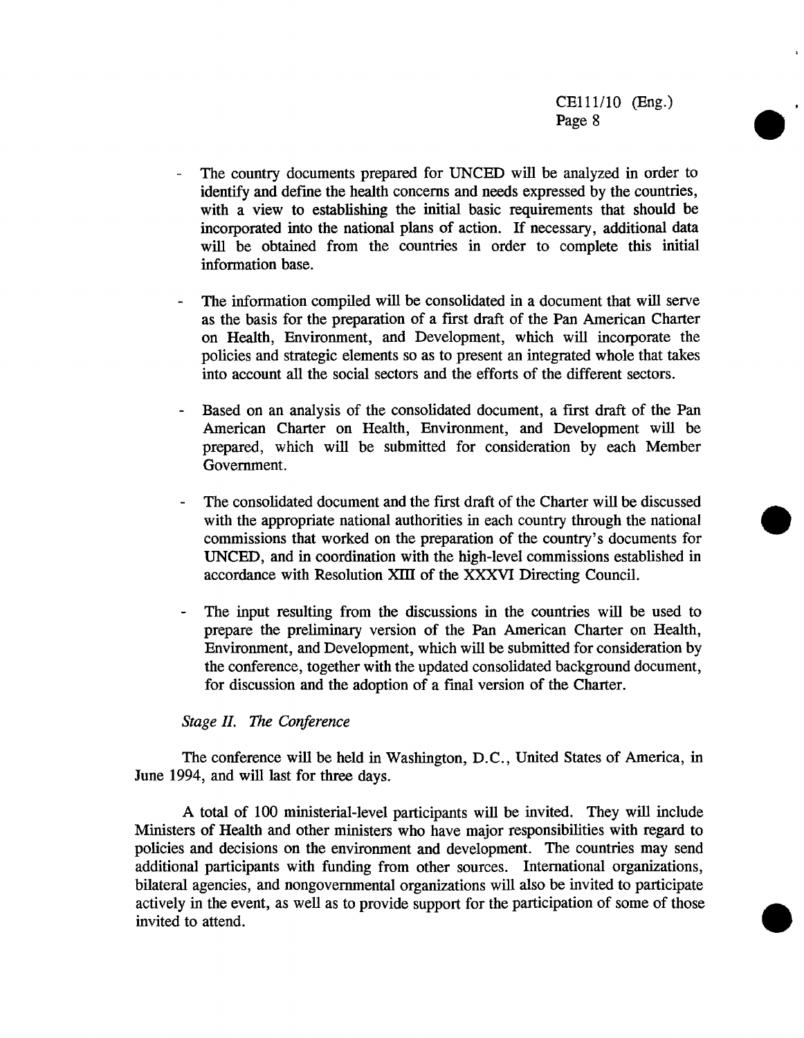- The country documents prepared for UNCED will be analyzed in order to identify and define the health concerns and needs expressed by the countries, with a view to establishing the initial basic requirements that should be incorporated into the national plans of action. If necessary, additional data will be obtained from the countries in order to complete this initial information base.

- The information compiled will be consolidated in a document that will serve as the basis for the preparation of a first draft of the Pan American Charter on Health, Environment, and Development, which will incorporate the policies and strategic elements so as to present an integrated whole that takes into account all the social sectors and the efforts of the different sectors.

- Based on an analysis of the consolidated document, a first draft of the Pan American Charter on Health, Environment, and Development will be prepared, which will be submitted for consideration by each Member Government.

- The consolidated document and the first draft of the Charter will be discussed with the appropriate national authorities in each country through the national commissions that worked on the preparation of the country's documents for UNCED, and in coordination with the high-level commissions established in accordance with Resolution XIII of the XXXVI Directing Council.

- The input resulting from the discussions in the countries will be used to prepare the preliminary version of the Pan American Charter on Health, Environment, and Development, which will be submitted for consideration by the conference, together with the updated consolidated background document, for discussion and the adoption of a final version of the Charter.

*Stage II. The Conference*

The conference will be held in Washington, D.C., United States of America, in June 1994, and will last for three days.

A total of 100 ministerial-level participants will be invited. They will include Ministers of Health and other ministers who have major responsibilities with regard to policies and decisions on the environment and development. The countries may send additional participants with funding from other sources. International organizations, bilateral agencies, and nongovernmental organizations will also be invited to participate actively in the event, as well as to provide support for the participation of some of those invited to attend.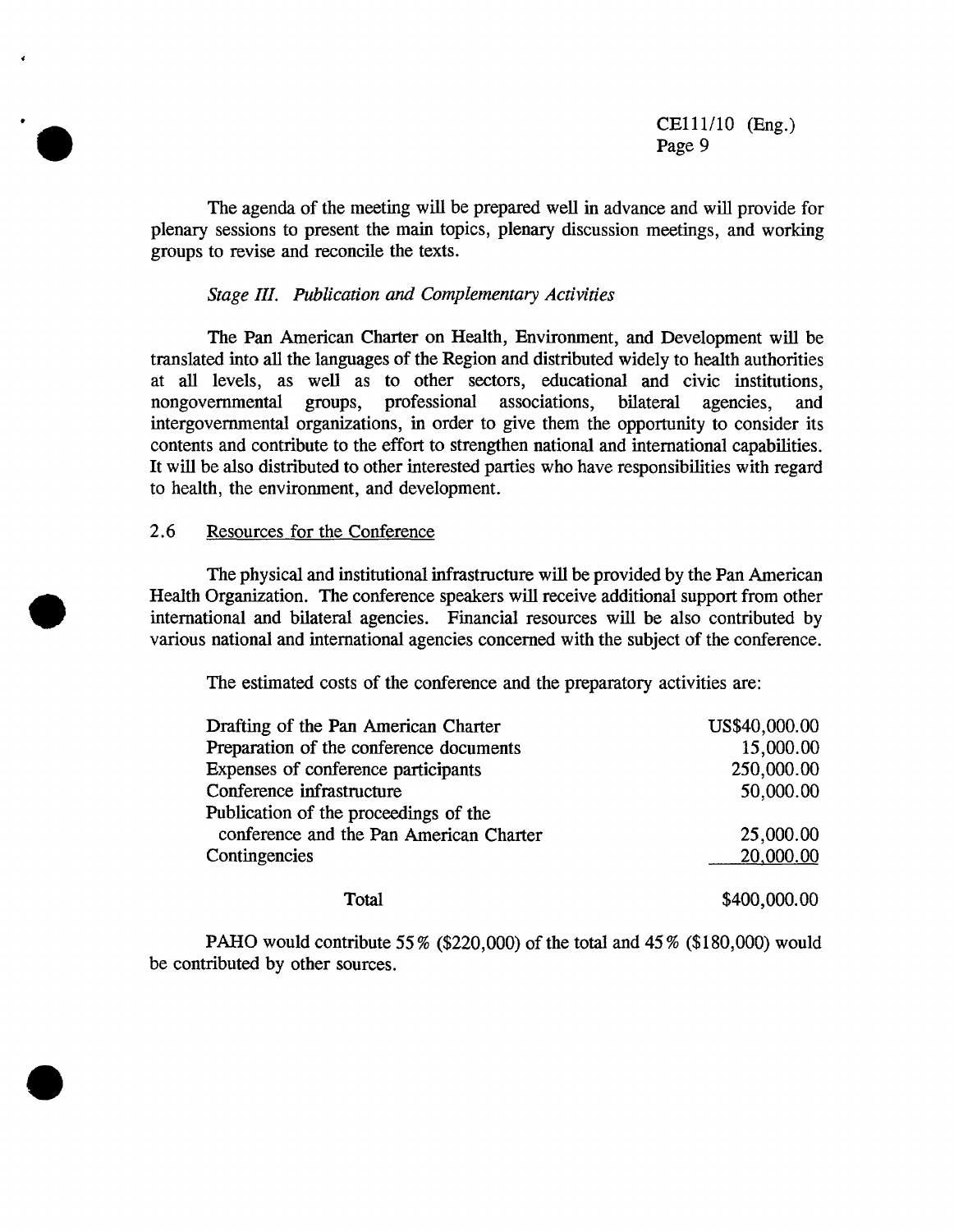The agenda of the meeting will be prepared well in advance and will provide for plenary sessions to present the main topics, plenary discussion meetings, and working groups to revise and reconcile the texts.

*Stage III. Publication and Complementary Activities*

The Pan American Charter on Health, Environment, and Development will be translated into all the languages of the Region and distributed widely to health authorities at all levels, as well as to other sectors, educational and civic institutions, nongovernmental groups, professional associations, bilateral agencies, and intergovernmental organizations, in order to give them the opportunity to consider its contents and contribute to the effort to strengthen national and international capabilities. It will be also distributed to other interested parties who have responsibilities with regard to health, the environment, and development.

### 2.6 Resources for the Conference

The physical and institutional infrastructure will be provided by the Pan American Health Organization. The conference speakers will receive additional support from other international and bilateral agencies. Financial resources will be also contributed by various national and international agencies concerned with the subject of the conference.

The estimated costs of the conference and the preparatory activities are:

| | |
|---|---|
| Drafting of the Pan American Charter | US$40,000.00 |
| Preparation of the conference documents | 15,000.00 |
| Expenses of conference participants | 250,000.00 |
| Conference infrastructure | 50,000.00 |
| Publication of the proceedings of the conference and the Pan American Charter | 25,000.00 |
| Contingencies | 20,000.00 |
| Total | $400,000.00 |

PAHO would contribute 55% ($220,000) of the total and 45% ($180,000) would be contributed by other sources.